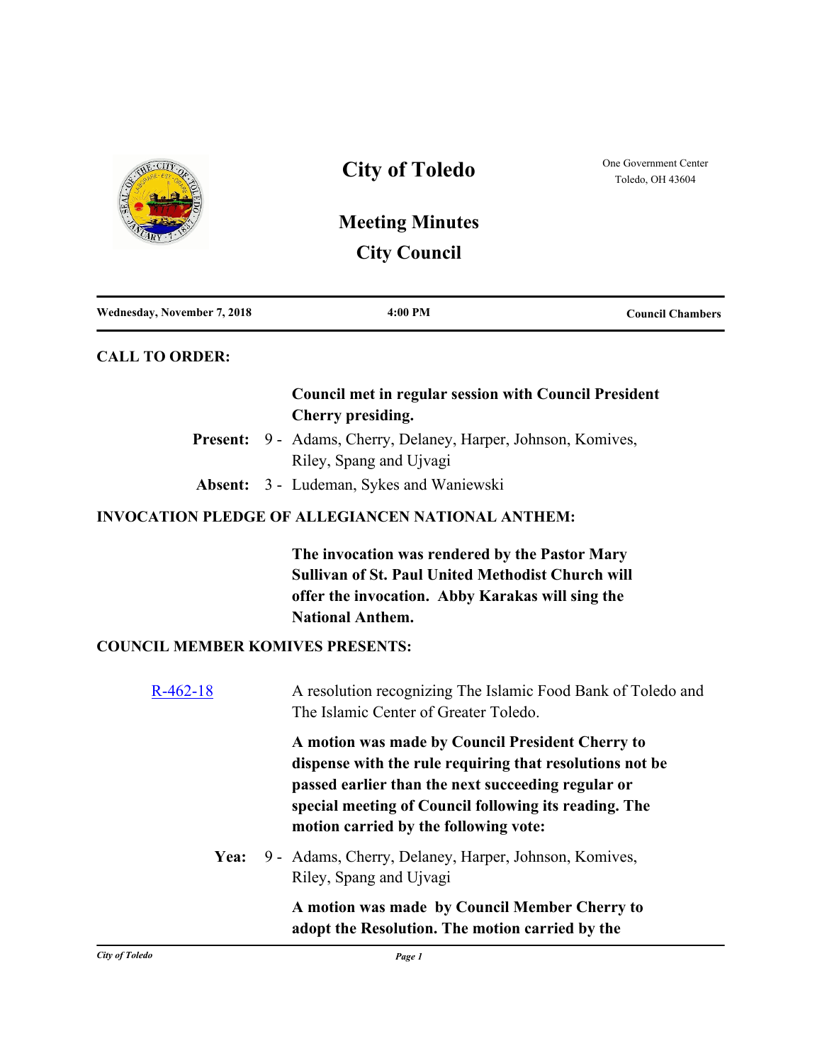# City of Toledo

One Government Center
Toledo, OH 43604

## Meeting Minutes
## City Council

**Wednesday, November 7, 2018** | **4:00 PM** | **Council Chambers**

### CALL TO ORDER:

**Council met in regular session with Council President Cherry presiding.**

**Present:** 9 - Adams, Cherry, Delaney, Harper, Johnson, Komives, Riley, Spang and Ujvagi

**Absent:** 3 - Ludeman, Sykes and Waniewski

### INVOCATION PLEDGE OF ALLEGIANCEN NATIONAL ANTHEM:

**The invocation was rendered by the Pastor Mary Sullivan of St. Paul United Methodist Church will offer the invocation. Abby Karakas will sing the National Anthem.**

### COUNCIL MEMBER KOMIVES PRESENTS:

R-462-18 A resolution recognizing The Islamic Food Bank of Toledo and The Islamic Center of Greater Toledo.

**A motion was made by Council President Cherry to dispense with the rule requiring that resolutions not be passed earlier than the next succeeding regular or special meeting of Council following its reading. The motion carried by the following vote:**

**Yea:** 9 - Adams, Cherry, Delaney, Harper, Johnson, Komives, Riley, Spang and Ujvagi

**A motion was made by Council Member Cherry to adopt the Resolution. The motion carried by the**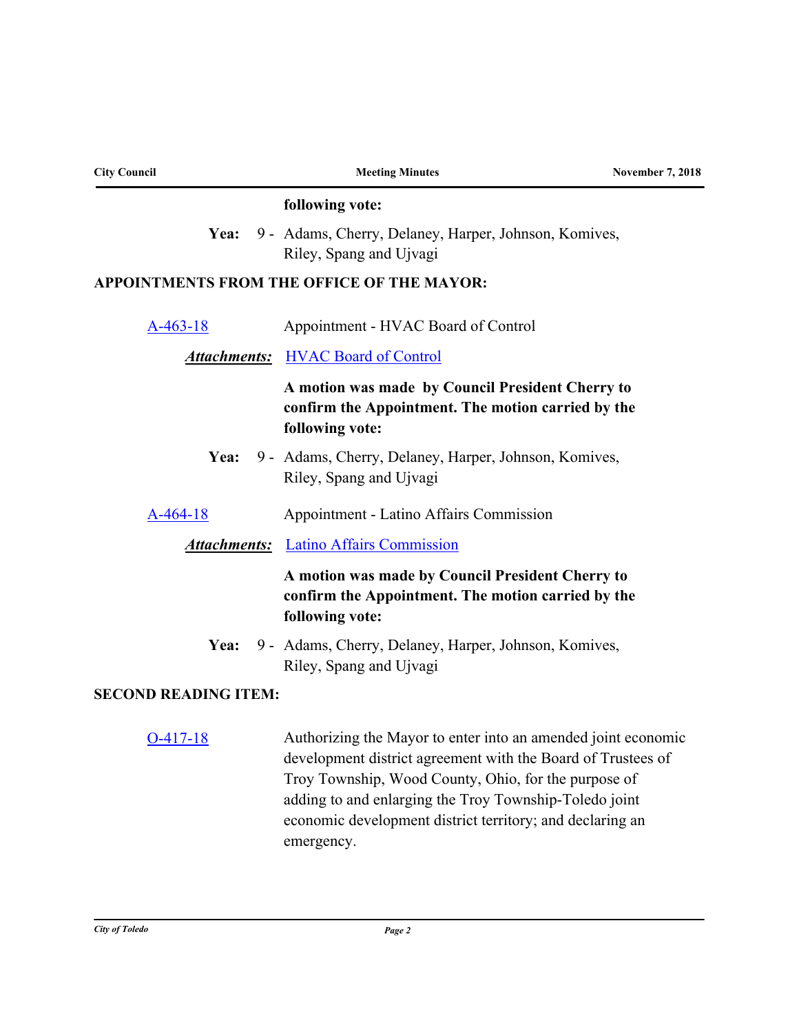**following vote:**

**Yea:** 9 - Adams, Cherry, Delaney, Harper, Johnson, Komives, Riley, Spang and Ujvagi

**APPOINTMENTS FROM THE OFFICE OF THE MAYOR:**

A-463-18 Appointment - HVAC Board of Control

***Attachments:*** HVAC Board of Control

**A motion was made by Council President Cherry to confirm the Appointment. The motion carried by the following vote:**

**Yea:** 9 - Adams, Cherry, Delaney, Harper, Johnson, Komives, Riley, Spang and Ujvagi

A-464-18 Appointment - Latino Affairs Commission

***Attachments:*** Latino Affairs Commission

**A motion was made by Council President Cherry to confirm the Appointment. The motion carried by the following vote:**

**Yea:** 9 - Adams, Cherry, Delaney, Harper, Johnson, Komives, Riley, Spang and Ujvagi

**SECOND READING ITEM:**

O-417-18 Authorizing the Mayor to enter into an amended joint economic development district agreement with the Board of Trustees of Troy Township, Wood County, Ohio, for the purpose of adding to and enlarging the Troy Township-Toledo joint economic development district territory; and declaring an emergency.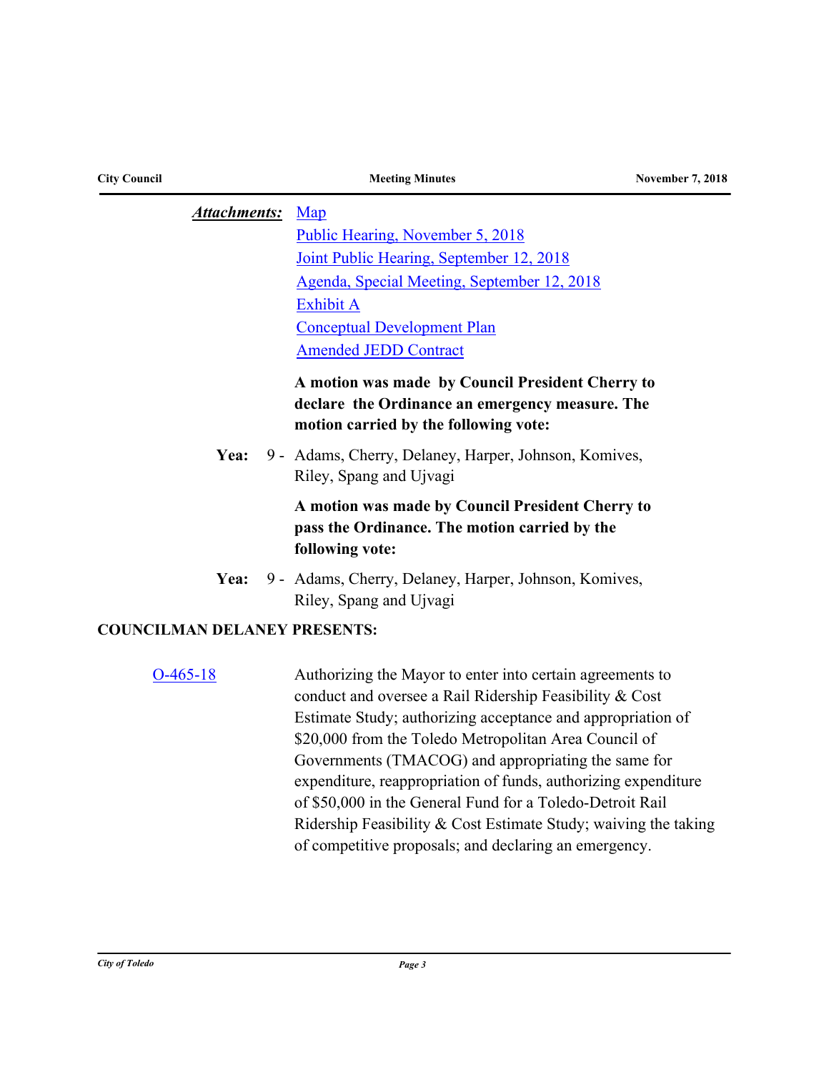***Attachments:*** Map
Public Hearing, November 5, 2018
Joint Public Hearing, September 12, 2018
Agenda, Special Meeting, September 12, 2018
Exhibit A
Conceptual Development Plan
Amended JEDD Contract

**A motion was made by Council President Cherry to declare the Ordinance an emergency measure. The motion carried by the following vote:**

**Yea:** 9 - Adams, Cherry, Delaney, Harper, Johnson, Komives, Riley, Spang and Ujvagi

**A motion was made by Council President Cherry to pass the Ordinance. The motion carried by the following vote:**

**Yea:** 9 - Adams, Cherry, Delaney, Harper, Johnson, Komives, Riley, Spang and Ujvagi

**COUNCILMAN DELANEY PRESENTS:**

O-465-18 Authorizing the Mayor to enter into certain agreements to conduct and oversee a Rail Ridership Feasibility & Cost Estimate Study; authorizing acceptance and appropriation of $20,000 from the Toledo Metropolitan Area Council of Governments (TMACOG) and appropriating the same for expenditure, reappropriation of funds, authorizing expenditure of $50,000 in the General Fund for a Toledo-Detroit Rail Ridership Feasibility & Cost Estimate Study; waiving the taking of competitive proposals; and declaring an emergency.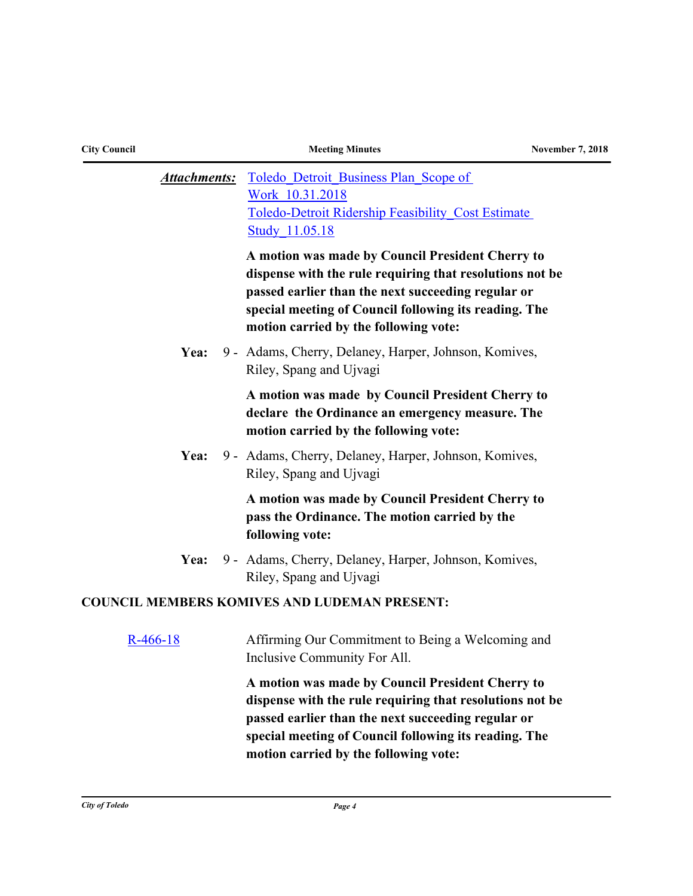***Attachments:*** Toledo_Detroit_Business Plan_Scope of Work_10.31.2018
Toledo-Detroit Ridership Feasibility_Cost Estimate Study_11.05.18

**A motion was made by Council President Cherry to dispense with the rule requiring that resolutions not be passed earlier than the next succeeding regular or special meeting of Council following its reading. The motion carried by the following vote:**

**Yea:** 9 - Adams, Cherry, Delaney, Harper, Johnson, Komives, Riley, Spang and Ujvagi

**A motion was made by Council President Cherry to declare the Ordinance an emergency measure. The motion carried by the following vote:**

**Yea:** 9 - Adams, Cherry, Delaney, Harper, Johnson, Komives, Riley, Spang and Ujvagi

**A motion was made by Council President Cherry to pass the Ordinance. The motion carried by the following vote:**

**Yea:** 9 - Adams, Cherry, Delaney, Harper, Johnson, Komives, Riley, Spang and Ujvagi

**COUNCIL MEMBERS KOMIVES AND LUDEMAN PRESENT:**

R-466-18 — Affirming Our Commitment to Being a Welcoming and Inclusive Community For All.

**A motion was made by Council President Cherry to dispense with the rule requiring that resolutions not be passed earlier than the next succeeding regular or special meeting of Council following its reading. The motion carried by the following vote:**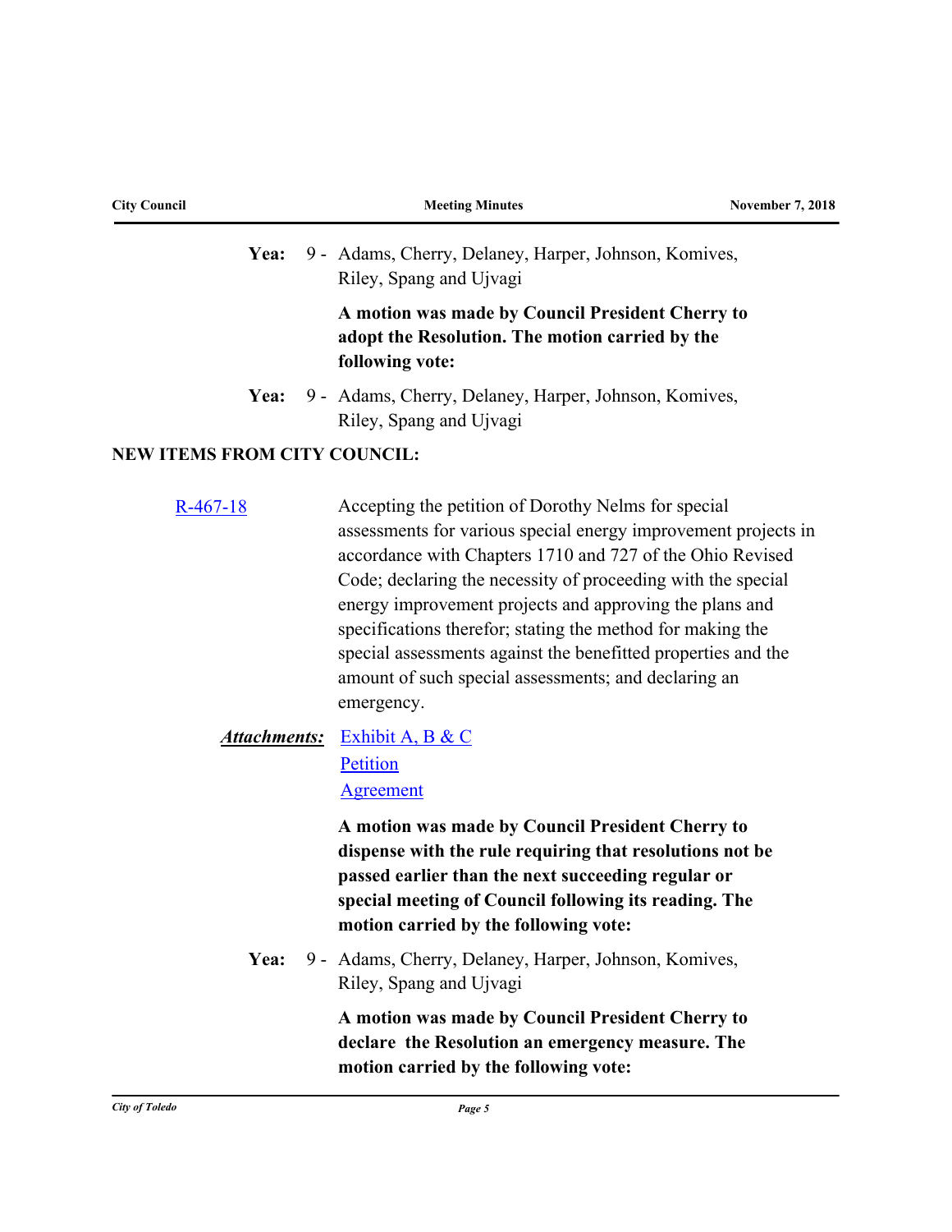**Yea:** 9 - Adams, Cherry, Delaney, Harper, Johnson, Komives, Riley, Spang and Ujvagi

**A motion was made by Council President Cherry to adopt the Resolution. The motion carried by the following vote:**

**Yea:** 9 - Adams, Cherry, Delaney, Harper, Johnson, Komives, Riley, Spang and Ujvagi

## NEW ITEMS FROM CITY COUNCIL:

R-467-18

Accepting the petition of Dorothy Nelms for special assessments for various special energy improvement projects in accordance with Chapters 1710 and 727 of the Ohio Revised Code; declaring the necessity of proceeding with the special energy improvement projects and approving the plans and specifications therefor; stating the method for making the special assessments against the benefitted properties and the amount of such special assessments; and declaring an emergency.

***Attachments:*** Exhibit A, B & C
Petition
Agreement

**A motion was made by Council President Cherry to dispense with the rule requiring that resolutions not be passed earlier than the next succeeding regular or special meeting of Council following its reading. The motion carried by the following vote:**

**Yea:** 9 - Adams, Cherry, Delaney, Harper, Johnson, Komives, Riley, Spang and Ujvagi

**A motion was made by Council President Cherry to declare the Resolution an emergency measure. The motion carried by the following vote:**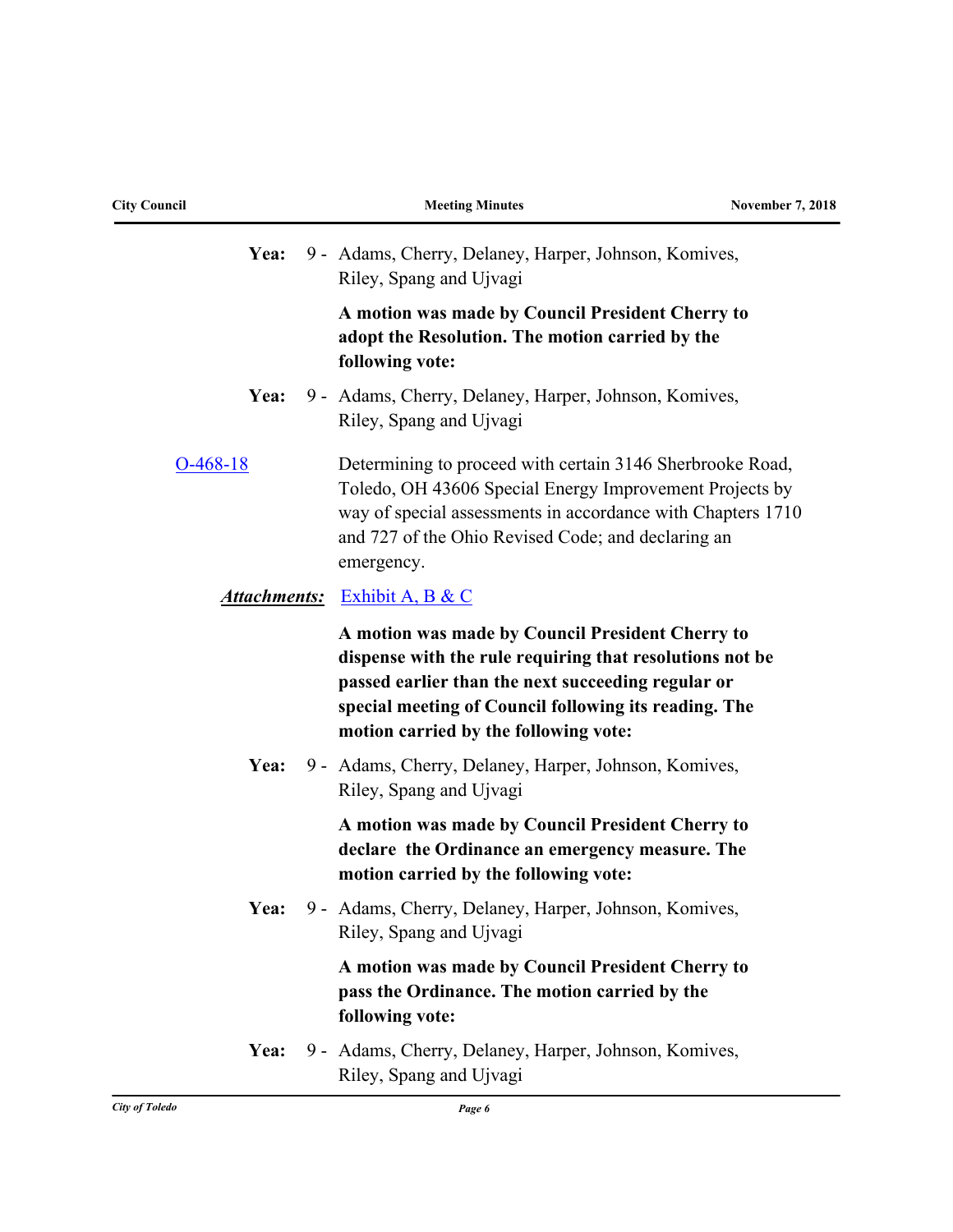**Yea:** 9 - Adams, Cherry, Delaney, Harper, Johnson, Komives, Riley, Spang and Ujvagi

**A motion was made by Council President Cherry to adopt the Resolution. The motion carried by the following vote:**

**Yea:** 9 - Adams, Cherry, Delaney, Harper, Johnson, Komives, Riley, Spang and Ujvagi

O-468-18

Determining to proceed with certain 3146 Sherbrooke Road, Toledo, OH 43606 Special Energy Improvement Projects by way of special assessments in accordance with Chapters 1710 and 727 of the Ohio Revised Code; and declaring an emergency.

***Attachments:*** Exhibit A, B & C

**A motion was made by Council President Cherry to dispense with the rule requiring that resolutions not be passed earlier than the next succeeding regular or special meeting of Council following its reading. The motion carried by the following vote:**

**Yea:** 9 - Adams, Cherry, Delaney, Harper, Johnson, Komives, Riley, Spang and Ujvagi

**A motion was made by Council President Cherry to declare the Ordinance an emergency measure. The motion carried by the following vote:**

**Yea:** 9 - Adams, Cherry, Delaney, Harper, Johnson, Komives, Riley, Spang and Ujvagi

**A motion was made by Council President Cherry to pass the Ordinance. The motion carried by the following vote:**

**Yea:** 9 - Adams, Cherry, Delaney, Harper, Johnson, Komives, Riley, Spang and Ujvagi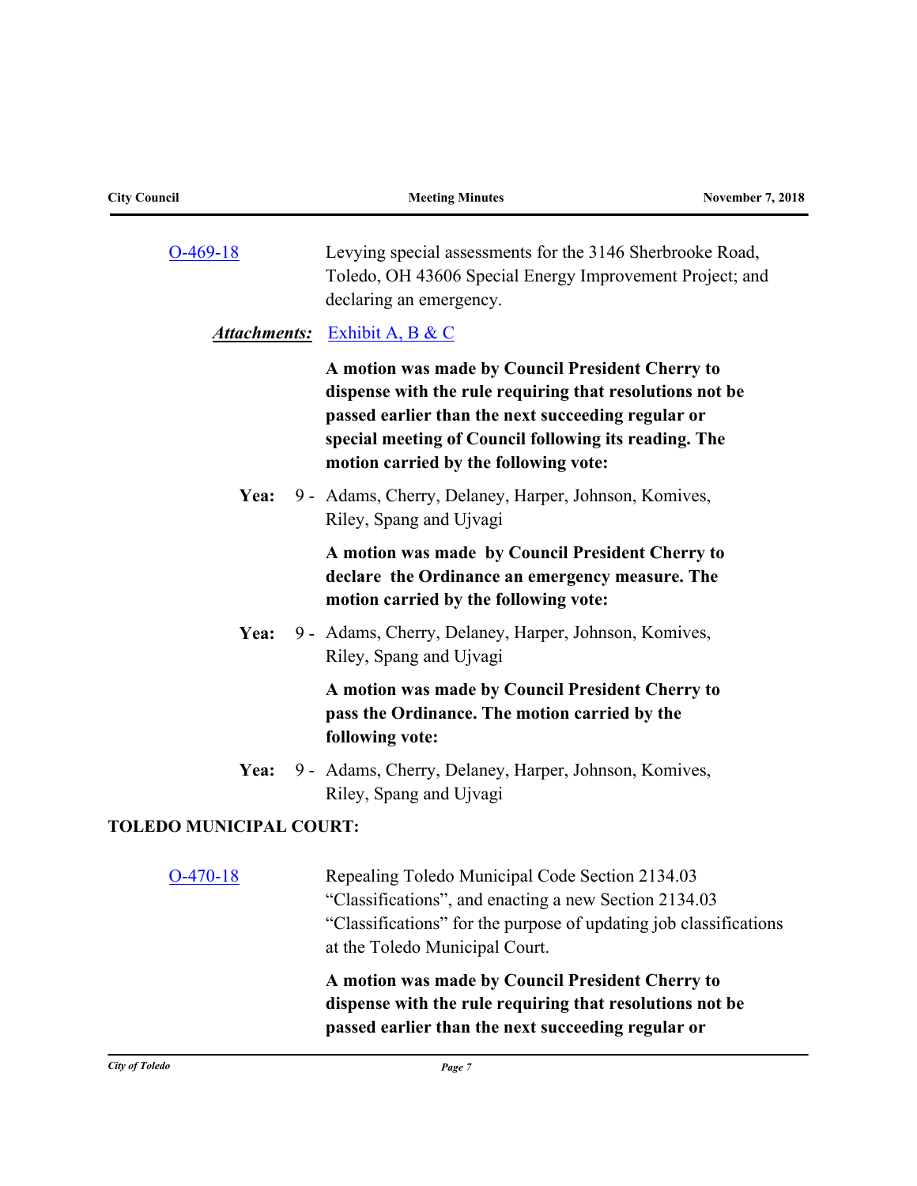O-469-18 Levying special assessments for the 3146 Sherbrooke Road, Toledo, OH 43606 Special Energy Improvement Project; and declaring an emergency.

***Attachments:*** Exhibit A, B & C

**A motion was made by Council President Cherry to dispense with the rule requiring that resolutions not be passed earlier than the next succeeding regular or special meeting of Council following its reading. The motion carried by the following vote:**

**Yea:** 9 - Adams, Cherry, Delaney, Harper, Johnson, Komives, Riley, Spang and Ujvagi

**A motion was made by Council President Cherry to declare the Ordinance an emergency measure. The motion carried by the following vote:**

**Yea:** 9 - Adams, Cherry, Delaney, Harper, Johnson, Komives, Riley, Spang and Ujvagi

**A motion was made by Council President Cherry to pass the Ordinance. The motion carried by the following vote:**

**Yea:** 9 - Adams, Cherry, Delaney, Harper, Johnson, Komives, Riley, Spang and Ujvagi

**TOLEDO MUNICIPAL COURT:**

O-470-18 Repealing Toledo Municipal Code Section 2134.03 "Classifications", and enacting a new Section 2134.03 "Classifications" for the purpose of updating job classifications at the Toledo Municipal Court.

**A motion was made by Council President Cherry to dispense with the rule requiring that resolutions not be passed earlier than the next succeeding regular or**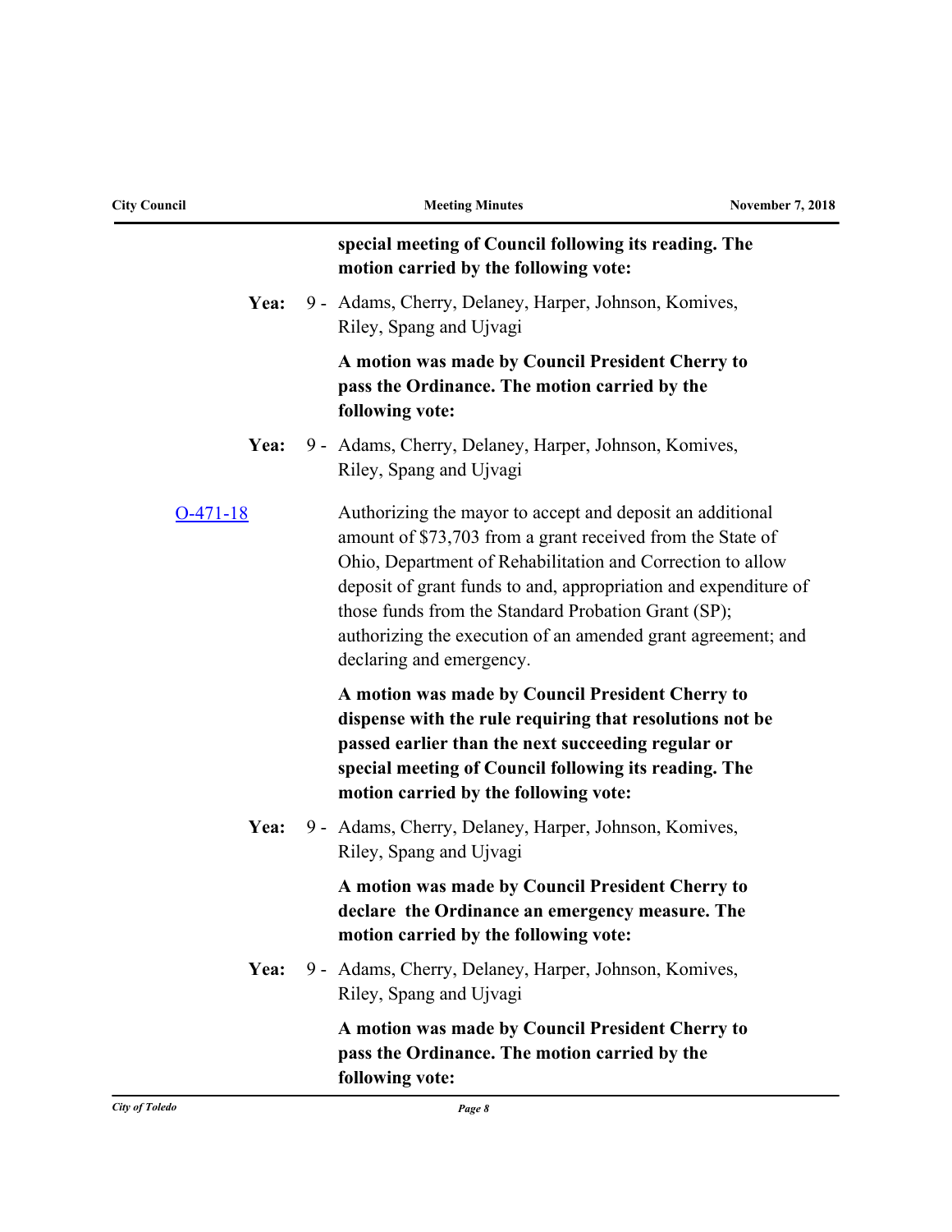**special meeting of Council following its reading. The motion carried by the following vote:**

**Yea:** 9 - Adams, Cherry, Delaney, Harper, Johnson, Komives, Riley, Spang and Ujvagi

**A motion was made by Council President Cherry to pass the Ordinance. The motion carried by the following vote:**

**Yea:** 9 - Adams, Cherry, Delaney, Harper, Johnson, Komives, Riley, Spang and Ujvagi

O-471-18

Authorizing the mayor to accept and deposit an additional amount of $73,703 from a grant received from the State of Ohio, Department of Rehabilitation and Correction to allow deposit of grant funds to and, appropriation and expenditure of those funds from the Standard Probation Grant (SP); authorizing the execution of an amended grant agreement; and declaring and emergency.

**A motion was made by Council President Cherry to dispense with the rule requiring that resolutions not be passed earlier than the next succeeding regular or special meeting of Council following its reading. The motion carried by the following vote:**

**Yea:** 9 - Adams, Cherry, Delaney, Harper, Johnson, Komives, Riley, Spang and Ujvagi

**A motion was made by Council President Cherry to declare the Ordinance an emergency measure. The motion carried by the following vote:**

**Yea:** 9 - Adams, Cherry, Delaney, Harper, Johnson, Komives, Riley, Spang and Ujvagi

**A motion was made by Council President Cherry to pass the Ordinance. The motion carried by the following vote:**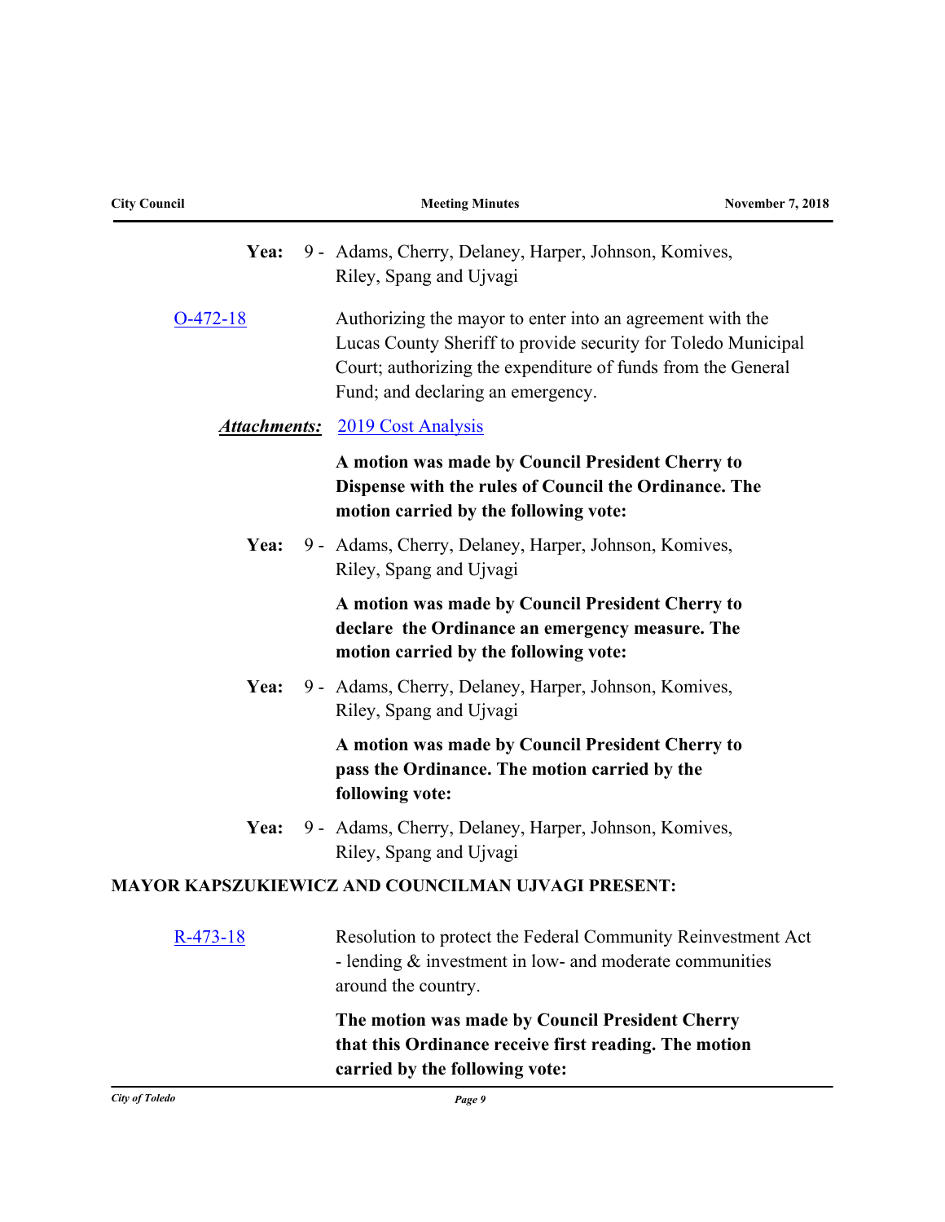**Yea:** 9 - Adams, Cherry, Delaney, Harper, Johnson, Komives, Riley, Spang and Ujvagi

[O-472-18](#) Authorizing the mayor to enter into an agreement with the Lucas County Sheriff to provide security for Toledo Municipal Court; authorizing the expenditure of funds from the General Fund; and declaring an emergency.

***Attachments:*** [2019 Cost Analysis](#)

**A motion was made by Council President Cherry to Dispense with the rules of Council the Ordinance. The motion carried by the following vote:**

**Yea:** 9 - Adams, Cherry, Delaney, Harper, Johnson, Komives, Riley, Spang and Ujvagi

**A motion was made by Council President Cherry to declare the Ordinance an emergency measure. The motion carried by the following vote:**

**Yea:** 9 - Adams, Cherry, Delaney, Harper, Johnson, Komives, Riley, Spang and Ujvagi

**A motion was made by Council President Cherry to pass the Ordinance. The motion carried by the following vote:**

**Yea:** 9 - Adams, Cherry, Delaney, Harper, Johnson, Komives, Riley, Spang and Ujvagi

**MAYOR KAPSZUKIEWICZ AND COUNCILMAN UJVAGI PRESENT:**

[R-473-18](#) Resolution to protect the Federal Community Reinvestment Act - lending & investment in low- and moderate communities around the country.

**The motion was made by Council President Cherry that this Ordinance receive first reading. The motion carried by the following vote:**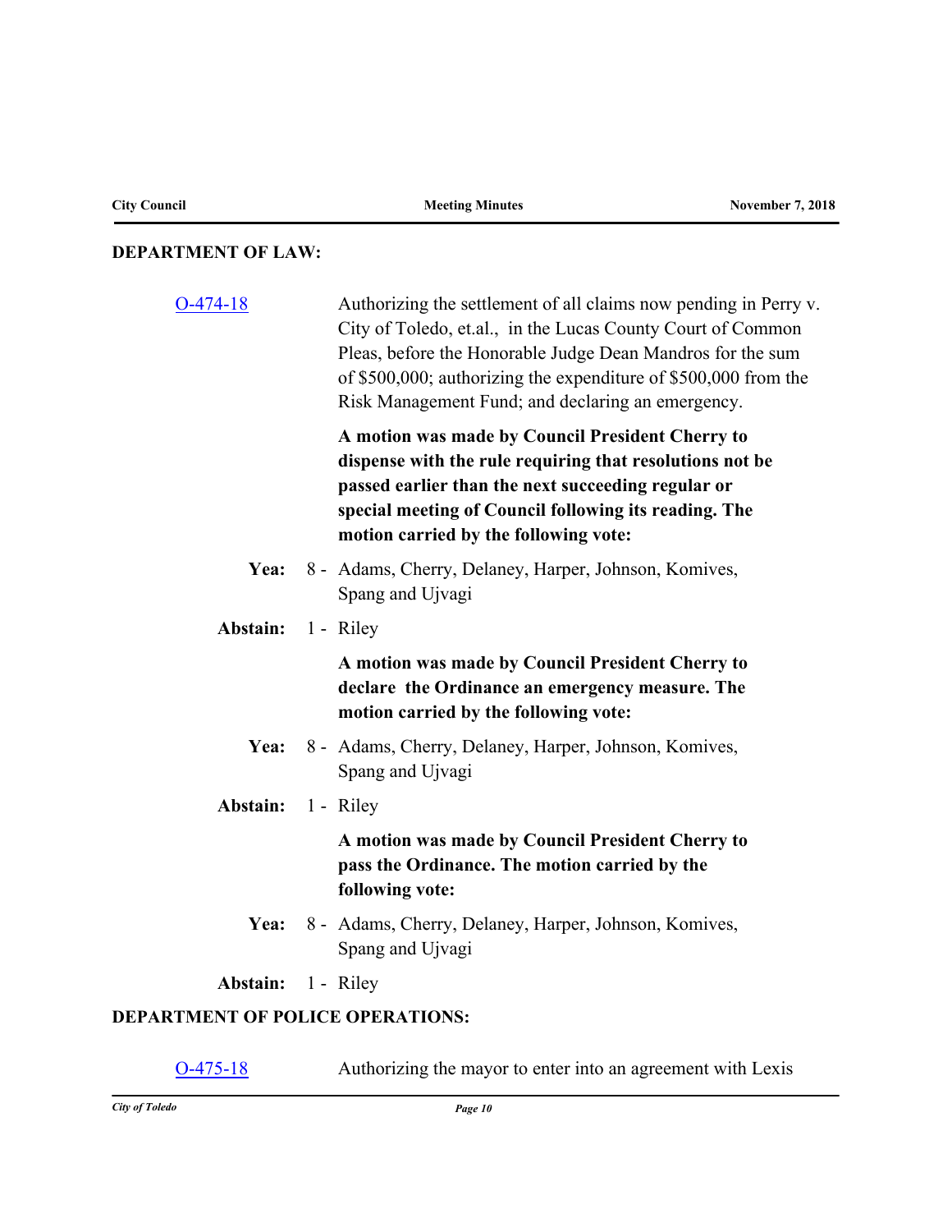## DEPARTMENT OF LAW:

O-474-18

Authorizing the settlement of all claims now pending in Perry v. City of Toledo, et.al., in the Lucas County Court of Common Pleas, before the Honorable Judge Dean Mandros for the sum of $500,000; authorizing the expenditure of $500,000 from the Risk Management Fund; and declaring an emergency.

**A motion was made by Council President Cherry to dispense with the rule requiring that resolutions not be passed earlier than the next succeeding regular or special meeting of Council following its reading. The motion carried by the following vote:**

**Yea:** 8 - Adams, Cherry, Delaney, Harper, Johnson, Komives, Spang and Ujvagi

**Abstain:** 1 - Riley

**A motion was made by Council President Cherry to declare the Ordinance an emergency measure. The motion carried by the following vote:**

**Yea:** 8 - Adams, Cherry, Delaney, Harper, Johnson, Komives, Spang and Ujvagi

**Abstain:** 1 - Riley

**A motion was made by Council President Cherry to pass the Ordinance. The motion carried by the following vote:**

**Yea:** 8 - Adams, Cherry, Delaney, Harper, Johnson, Komives, Spang and Ujvagi

**Abstain:** 1 - Riley

## DEPARTMENT OF POLICE OPERATIONS:

O-475-18

Authorizing the mayor to enter into an agreement with Lexis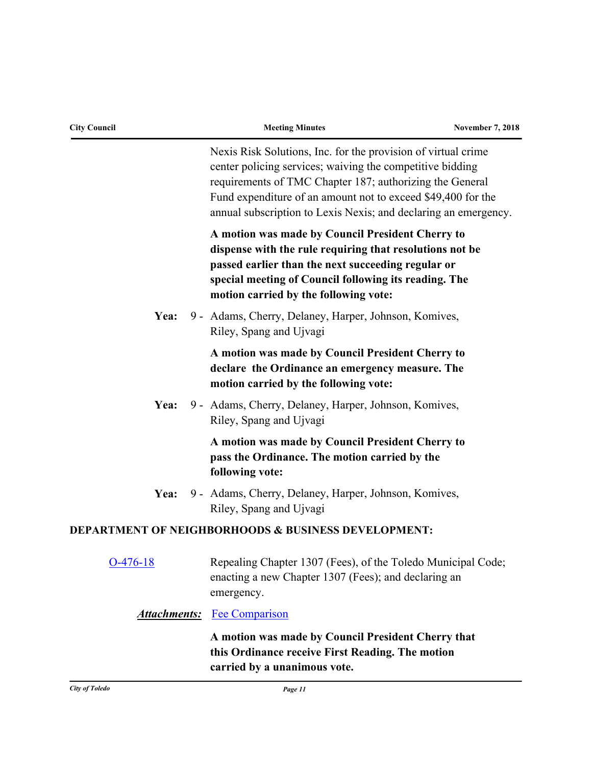Nexis Risk Solutions, Inc. for the provision of virtual crime center policing services; waiving the competitive bidding requirements of TMC Chapter 187; authorizing the General Fund expenditure of an amount not to exceed $49,400 for the annual subscription to Lexis Nexis; and declaring an emergency.

**A motion was made by Council President Cherry to dispense with the rule requiring that resolutions not be passed earlier than the next succeeding regular or special meeting of Council following its reading. The motion carried by the following vote:**

**Yea:** 9 - Adams, Cherry, Delaney, Harper, Johnson, Komives, Riley, Spang and Ujvagi

**A motion was made by Council President Cherry to declare the Ordinance an emergency measure. The motion carried by the following vote:**

**Yea:** 9 - Adams, Cherry, Delaney, Harper, Johnson, Komives, Riley, Spang and Ujvagi

**A motion was made by Council President Cherry to pass the Ordinance. The motion carried by the following vote:**

**Yea:** 9 - Adams, Cherry, Delaney, Harper, Johnson, Komives, Riley, Spang and Ujvagi

**DEPARTMENT OF NEIGHBORHOODS & BUSINESS DEVELOPMENT:**

O-476-18 Repealing Chapter 1307 (Fees), of the Toledo Municipal Code; enacting a new Chapter 1307 (Fees); and declaring an emergency.

***Attachments:*** Fee Comparison

**A motion was made by Council President Cherry that this Ordinance receive First Reading. The motion carried by a unanimous vote.**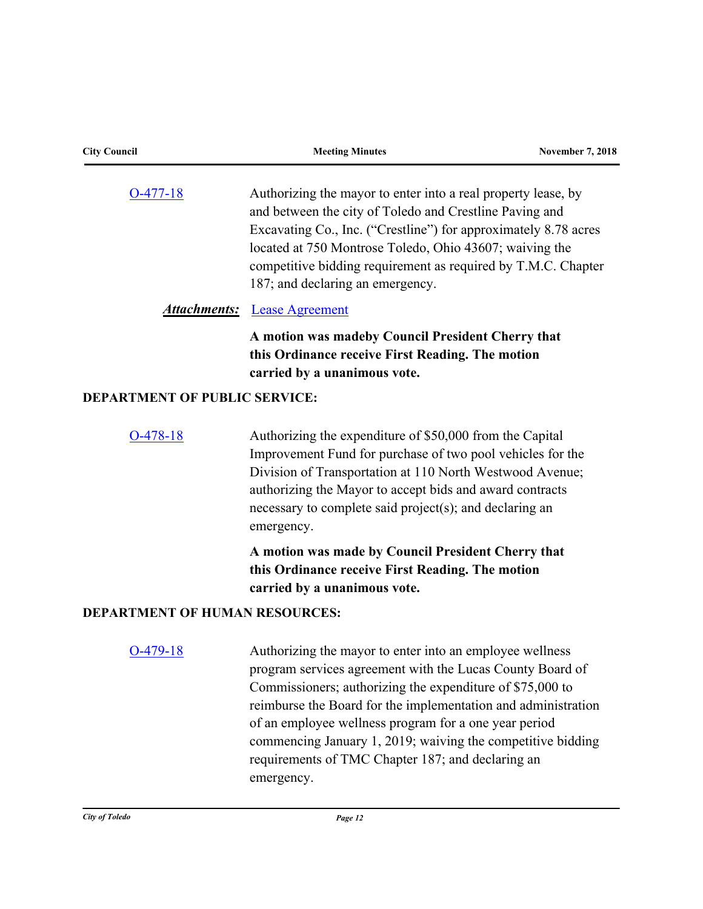[O-477-18](#) Authorizing the mayor to enter into a real property lease, by and between the city of Toledo and Crestline Paving and Excavating Co., Inc. ("Crestline") for approximately 8.78 acres located at 750 Montrose Toledo, Ohio 43607; waiving the competitive bidding requirement as required by T.M.C. Chapter 187; and declaring an emergency.

***Attachments:*** [Lease Agreement](#)

**A motion was madeby Council President Cherry that this Ordinance receive First Reading. The motion carried by a unanimous vote.**

**DEPARTMENT OF PUBLIC SERVICE:**

[O-478-18](#) Authorizing the expenditure of $50,000 from the Capital Improvement Fund for purchase of two pool vehicles for the Division of Transportation at 110 North Westwood Avenue; authorizing the Mayor to accept bids and award contracts necessary to complete said project(s); and declaring an emergency.

**A motion was made by Council President Cherry that this Ordinance receive First Reading. The motion carried by a unanimous vote.**

**DEPARTMENT OF HUMAN RESOURCES:**

[O-479-18](#) Authorizing the mayor to enter into an employee wellness program services agreement with the Lucas County Board of Commissioners; authorizing the expenditure of $75,000 to reimburse the Board for the implementation and administration of an employee wellness program for a one year period commencing January 1, 2019; waiving the competitive bidding requirements of TMC Chapter 187; and declaring an emergency.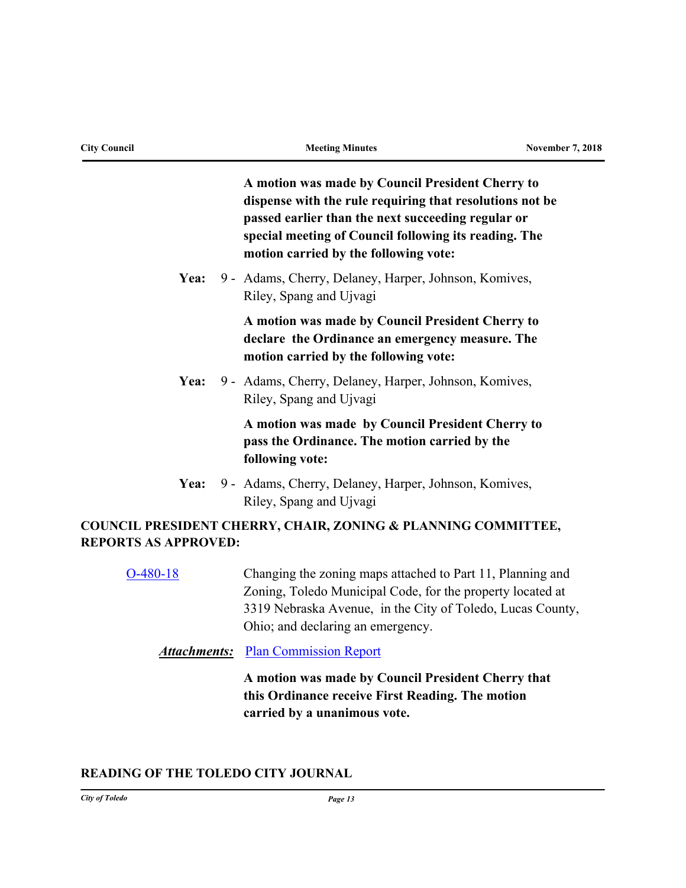**A motion was made by Council President Cherry to dispense with the rule requiring that resolutions not be passed earlier than the next succeeding regular or special meeting of Council following its reading. The motion carried by the following vote:**

**Yea:** 9 - Adams, Cherry, Delaney, Harper, Johnson, Komives, Riley, Spang and Ujvagi

**A motion was made by Council President Cherry to declare the Ordinance an emergency measure. The motion carried by the following vote:**

**Yea:** 9 - Adams, Cherry, Delaney, Harper, Johnson, Komives, Riley, Spang and Ujvagi

**A motion was made by Council President Cherry to pass the Ordinance. The motion carried by the following vote:**

**Yea:** 9 - Adams, Cherry, Delaney, Harper, Johnson, Komives, Riley, Spang and Ujvagi

**COUNCIL PRESIDENT CHERRY, CHAIR, ZONING & PLANNING COMMITTEE, REPORTS AS APPROVED:**

O-480-18 Changing the zoning maps attached to Part 11, Planning and Zoning, Toledo Municipal Code, for the property located at 3319 Nebraska Avenue, in the City of Toledo, Lucas County, Ohio; and declaring an emergency.

***Attachments:*** Plan Commission Report

**A motion was made by Council President Cherry that this Ordinance receive First Reading. The motion carried by a unanimous vote.**

**READING OF THE TOLEDO CITY JOURNAL**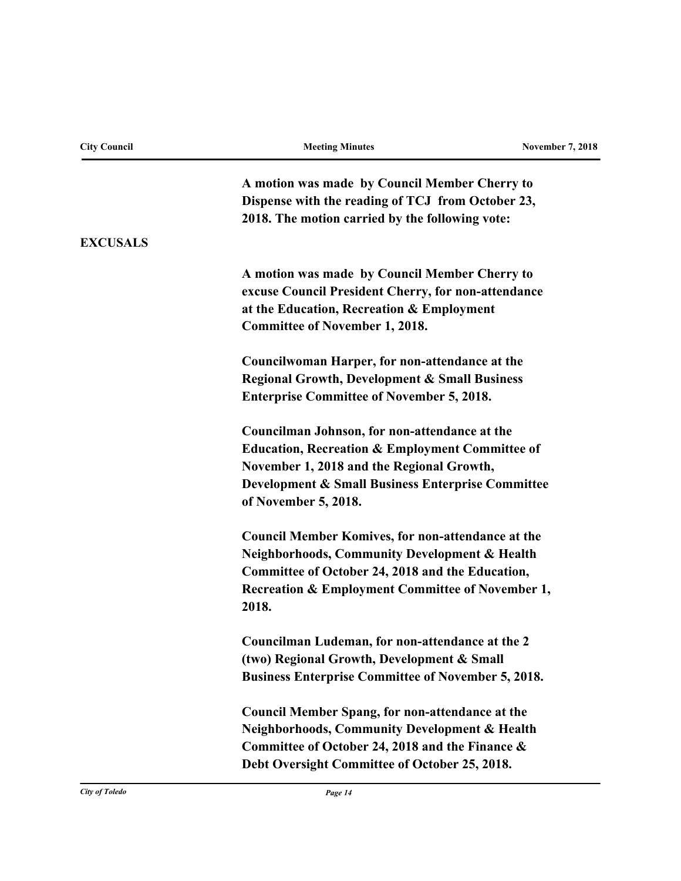**A motion was made by Council Member Cherry to Dispense with the reading of TCJ from October 23, 2018. The motion carried by the following vote:**

**EXCUSALS**

**A motion was made by Council Member Cherry to excuse Council President Cherry, for non-attendance at the Education, Recreation & Employment Committee of November 1, 2018.**

**Councilwoman Harper, for non-attendance at the Regional Growth, Development & Small Business Enterprise Committee of November 5, 2018.**

**Councilman Johnson, for non-attendance at the Education, Recreation & Employment Committee of November 1, 2018 and the Regional Growth, Development & Small Business Enterprise Committee of November 5, 2018.**

**Council Member Komives, for non-attendance at the Neighborhoods, Community Development & Health Committee of October 24, 2018 and the Education, Recreation & Employment Committee of November 1, 2018.**

**Councilman Ludeman, for non-attendance at the 2 (two) Regional Growth, Development & Small Business Enterprise Committee of November 5, 2018.**

**Council Member Spang, for non-attendance at the Neighborhoods, Community Development & Health Committee of October 24, 2018 and the Finance & Debt Oversight Committee of October 25, 2018.**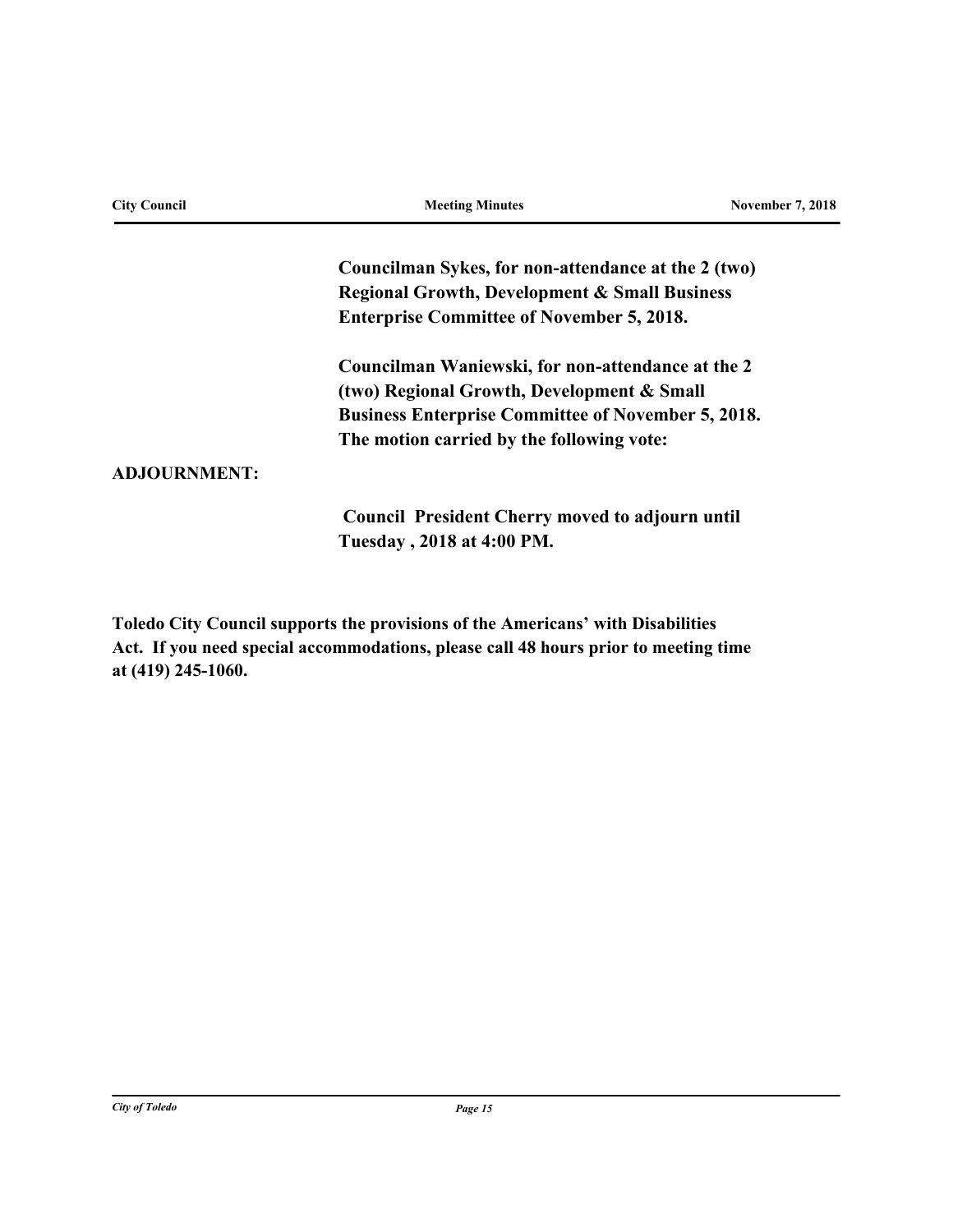**Councilman Sykes, for non-attendance at the 2 (two) Regional Growth, Development & Small Business Enterprise Committee of November 5, 2018.**

**Councilman Waniewski, for non-attendance at the 2 (two) Regional Growth, Development & Small Business Enterprise Committee of November 5, 2018. The motion carried by the following vote:**

**ADJOURNMENT:**

**Council President Cherry moved to adjourn until Tuesday , 2018 at 4:00 PM.**

**Toledo City Council supports the provisions of the Americans' with Disabilities Act. If you need special accommodations, please call 48 hours prior to meeting time at (419) 245-1060.**